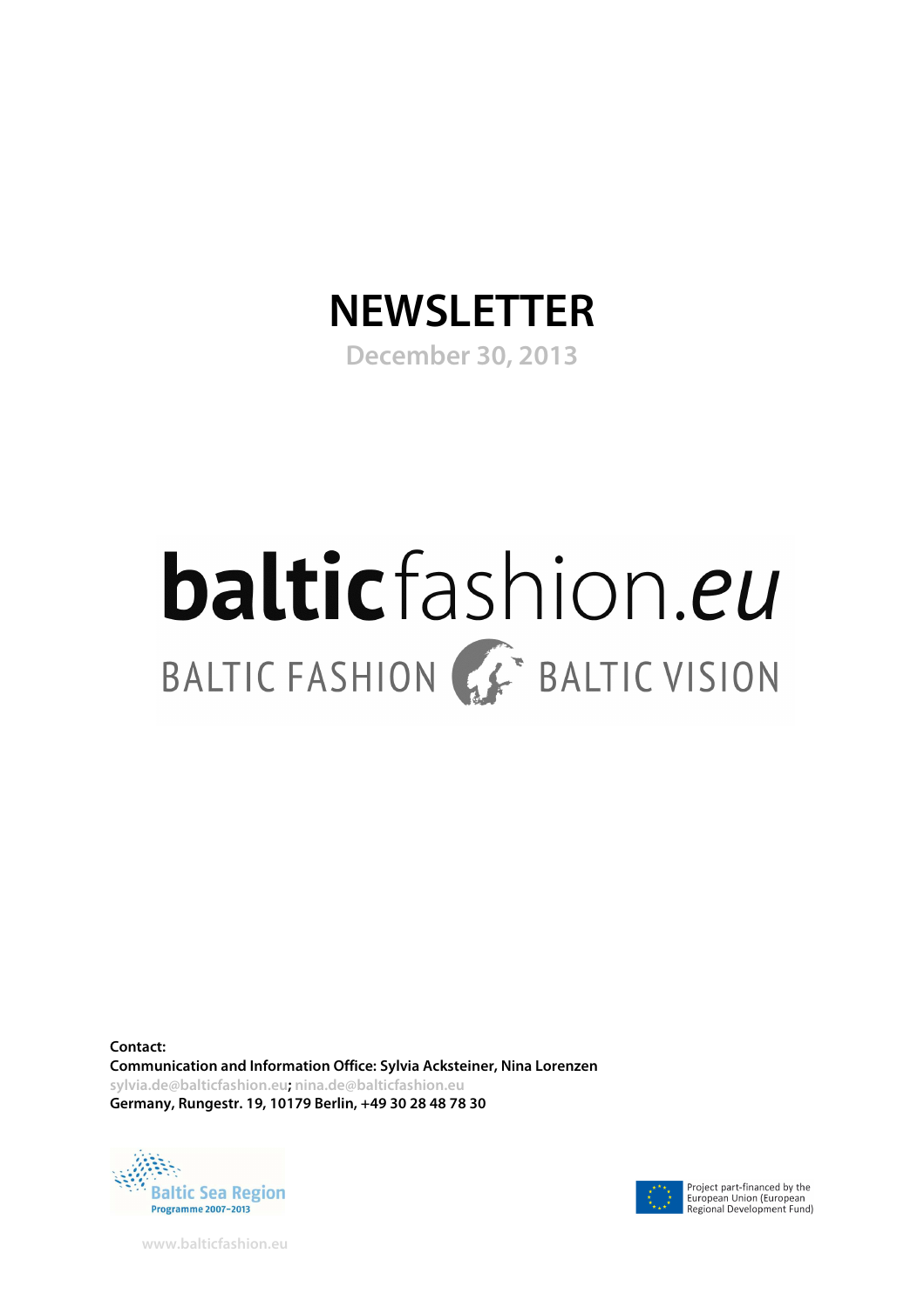# NEWSLETTER

December 30, 2013

**baltic**fashion.*eu*

BALTIC FASHION BALTIC VISION

**Contact:**
**Communication and Information Office: Sylvia Acksteiner, Nina Lorenzen**
sylvia.de@balticfashion.eu; nina.de@balticfashion.eu
**Germany, Rungestr. 19, 10179 Berlin, +49 30 28 48 78 30**

Baltic Sea Region
Programme 2007-2013

Project part-financed by the European Union (European Regional Development Fund)

www.balticfashion.eu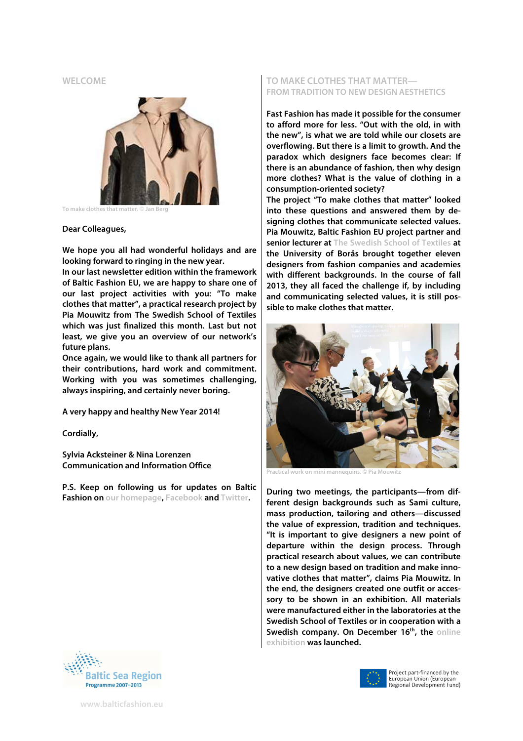## WELCOME

To make clothes that matter. © Jan Berg

Dear Colleagues,

We hope you all had wonderful holidays and are looking forward to ringing in the new year.
In our last newsletter edition within the framework of Baltic Fashion EU, we are happy to share one of our last project activities with you: "To make clothes that matter", a practical research project by Pia Mouwitz from The Swedish School of Textiles which was just finalized this month. Last but not least, we give you an overview of our network's future plans.
Once again, we would like to thank all partners for their contributions, hard work and commitment. Working with you was sometimes challenging, always inspiring, and certainly never boring.

A very happy and healthy New Year 2014!

Cordially,

Sylvia Acksteiner & Nina Lorenzen
Communication and Information Office

P.S. Keep on following us for updates on Baltic Fashion on our homepage, Facebook and Twitter.

## TO MAKE CLOTHES THAT MATTER— FROM TRADITION TO NEW DESIGN AESTHETICS

Fast Fashion has made it possible for the consumer to afford more for less. "Out with the old, in with the new", is what we are told while our closets are overflowing. But there is a limit to growth. And the paradox which designers face becomes clear: If there is an abundance of fashion, then why design more clothes? What is the value of clothing in a consumption-oriented society?
The project "To make clothes that matter" looked into these questions and answered them by designing clothes that communicate selected values. Pia Mouwitz, Baltic Fashion EU project partner and senior lecturer at The Swedish School of Textiles at the University of Borås brought together eleven designers from fashion companies and academies with different backgrounds. In the course of fall 2013, they all faced the challenge if, by including and communicating selected values, it is still possible to make clothes that matter.

Practical work on mini mannequins. © Pia Mouwitz

During two meetings, the participants—from different design backgrounds such as Sami culture, mass production, tailoring and others—discussed the value of expression, tradition and techniques. "It is important to give designers a new point of departure within the design process. Through practical research about values, we can contribute to a new design based on tradition and make innovative clothes that matter", claims Pia Mouwitz. In the end, the designers created one outfit or accessory to be shown in an exhibition. All materials were manufactured either in the laboratories at the Swedish School of Textiles or in cooperation with a Swedish company. On December 16th, the online exhibition was launched.

Baltic Sea Region Programme 2007–2013

Project part-financed by the European Union (European Regional Development Fund)

www.balticfashion.eu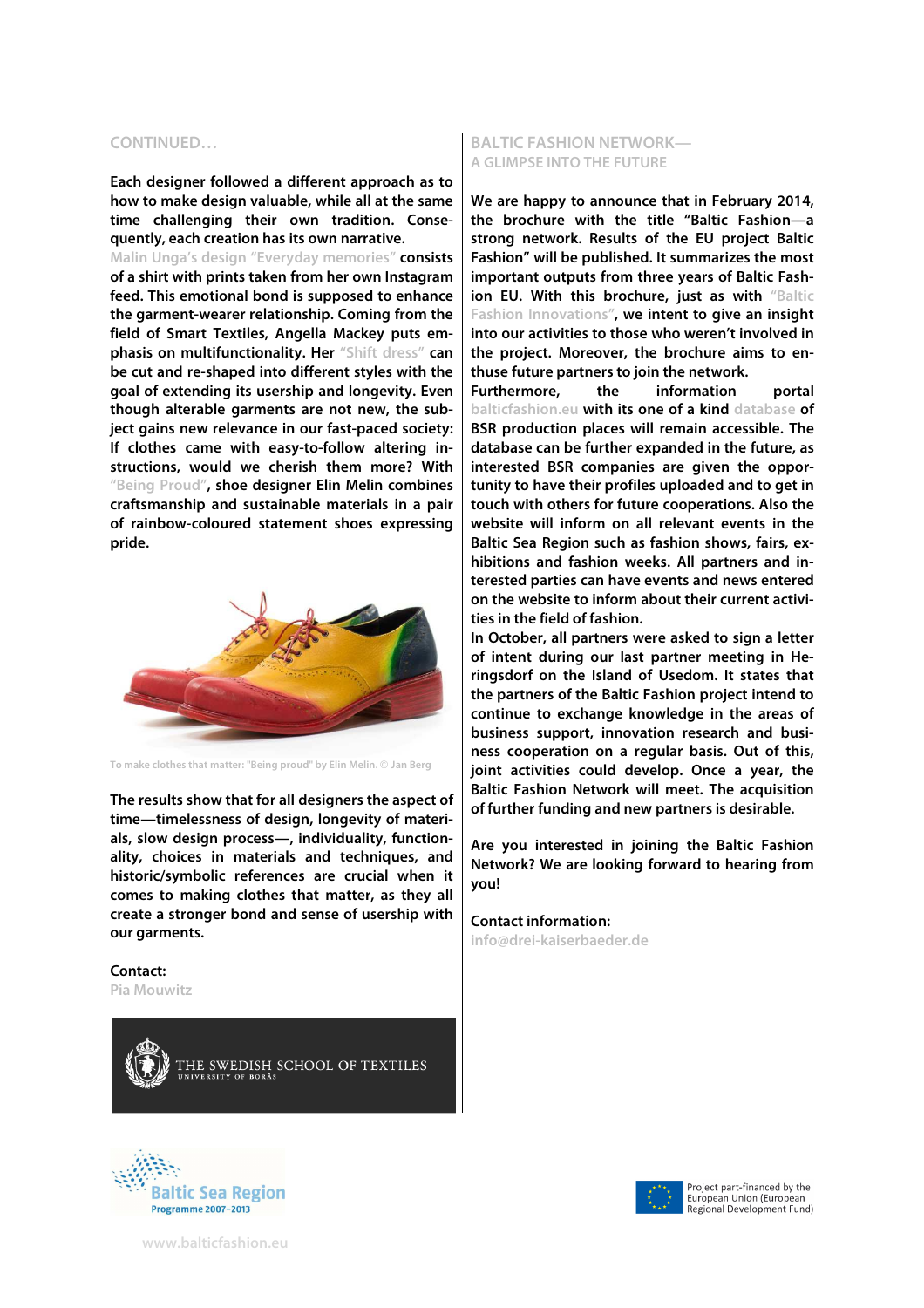## CONTINUED…

**Each designer followed a different approach as to how to make design valuable, while all at the same time challenging their own tradition. Consequently, each creation has its own narrative.**

Malin Unga's design "Everyday memories" **consists of a shirt with prints taken from her own Instagram feed. This emotional bond is supposed to enhance the garment-wearer relationship. Coming from the field of Smart Textiles, Angella Mackey puts emphasis on multifunctionality. Her** "Shift dress" **can be cut and re-shaped into different styles with the goal of extending its usership and longevity. Even though alterable garments are not new, the subject gains new relevance in our fast-paced society: If clothes came with easy-to-follow altering instructions, would we cherish them more? With** "Being Proud"**, shoe designer Elin Melin combines craftsmanship and sustainable materials in a pair of rainbow-coloured statement shoes expressing pride.**

To make clothes that matter: "Being proud" by Elin Melin. © Jan Berg

**The results show that for all designers the aspect of time—timelessness of design, longevity of materials, slow design process—, individuality, functionality, choices in materials and techniques, and historic/symbolic references are crucial when it comes to making clothes that matter, as they all create a stronger bond and sense of usership with our garments.**

**Contact:**
Pia Mouwitz

THE SWEDISH SCHOOL OF TEXTILES
UNIVERSITY OF BORÅS

## BALTIC FASHION NETWORK— A GLIMPSE INTO THE FUTURE

**We are happy to announce that in February 2014, the brochure with the title "Baltic Fashion—a strong network. Results of the EU project Baltic Fashion" will be published. It summarizes the most important outputs from three years of Baltic Fashion EU. With this brochure, just as with** "Baltic Fashion Innovations"**, we intent to give an insight into our activities to those who weren't involved in the project. Moreover, the brochure aims to enthuse future partners to join the network.**

**Furthermore, the information portal** balticfashion.eu **with its one of a kind** database **of BSR production places will remain accessible. The database can be further expanded in the future, as interested BSR companies are given the opportunity to have their profiles uploaded and to get in touch with others for future cooperations. Also the website will inform on all relevant events in the Baltic Sea Region such as fashion shows, fairs, exhibitions and fashion weeks. All partners and interested parties can have events and news entered on the website to inform about their current activities in the field of fashion.**

**In October, all partners were asked to sign a letter of intent during our last partner meeting in Heringsdorf on the Island of Usedom. It states that the partners of the Baltic Fashion project intend to continue to exchange knowledge in the areas of business support, innovation research and business cooperation on a regular basis. Out of this, joint activities could develop. Once a year, the Baltic Fashion Network will meet. The acquisition of further funding and new partners is desirable.**

**Are you interested in joining the Baltic Fashion Network? We are looking forward to hearing from you!**

**Contact information:**
info@drei-kaiserbaeder.de

Baltic Sea Region
Programme 2007–2013

Project part-financed by the European Union (European Regional Development Fund)

www.balticfashion.eu